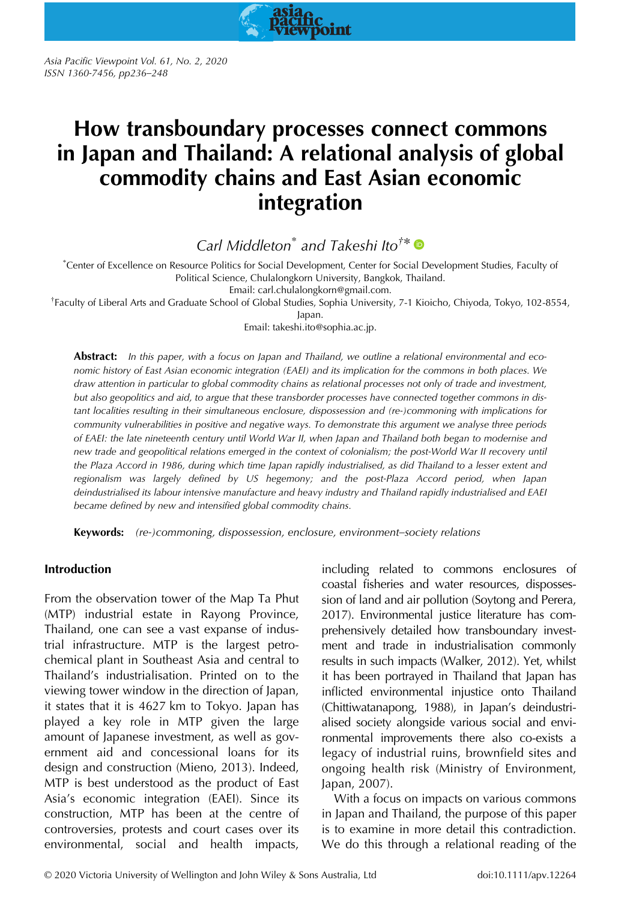# How transboundary processes connect commons in Japan and Thailand: A relational analysis of global commodity chains and East Asian economic integration

Carl Middleton[*] and Takeshi Ito[†*]

[*]Center of Excellence on Resource Politics for Social Development, Center for Social Development Studies, Faculty of Political Science, Chulalongkorn University, Bangkok, Thailand.
Email: carl.chulalongkorn@gmail.com.

[†]Faculty of Liberal Arts and Graduate School of Global Studies, Sophia University, 7-1 Kioicho, Chiyoda, Tokyo, 102-8554, Japan.
Email: takeshi.ito@sophia.ac.jp.

**Abstract:** *In this paper, with a focus on Japan and Thailand, we outline a relational environmental and economic history of East Asian economic integration (EAEI) and its implication for the commons in both places. We draw attention in particular to global commodity chains as relational processes not only of trade and investment, but also geopolitics and aid, to argue that these transborder processes have connected together commons in distant localities resulting in their simultaneous enclosure, dispossession and (re-)commoning with implications for community vulnerabilities in positive and negative ways. To demonstrate this argument we analyse three periods of EAEI: the late nineteenth century until World War II, when Japan and Thailand both began to modernise and new trade and geopolitical relations emerged in the context of colonialism; the post-World War II recovery until the Plaza Accord in 1986, during which time Japan rapidly industrialised, as did Thailand to a lesser extent and regionalism was largely defined by US hegemony; and the post-Plaza Accord period, when Japan deindustrialised its labour intensive manufacture and heavy industry and Thailand rapidly industrialised and EAEI became defined by new and intensified global commodity chains.*

**Keywords:** *(re-)commoning, dispossession, enclosure, environment–society relations*

## Introduction

From the observation tower of the Map Ta Phut (MTP) industrial estate in Rayong Province, Thailand, one can see a vast expanse of industrial infrastructure. MTP is the largest petrochemical plant in Southeast Asia and central to Thailand's industrialisation. Printed on to the viewing tower window in the direction of Japan, it states that it is 4627 km to Tokyo. Japan has played a key role in MTP given the large amount of Japanese investment, as well as government aid and concessional loans for its design and construction (Mieno, 2013). Indeed, MTP is best understood as the product of East Asia's economic integration (EAEI). Since its construction, MTP has been at the centre of controversies, protests and court cases over its environmental, social and health impacts, including related to commons enclosures of coastal fisheries and water resources, dispossession of land and air pollution (Soytong and Perera, 2017). Environmental justice literature has comprehensively detailed how transboundary investment and trade in industrialisation commonly results in such impacts (Walker, 2012). Yet, whilst it has been portrayed in Thailand that Japan has inflicted environmental injustice onto Thailand (Chittiwatanapong, 1988), in Japan's deindustrialised society alongside various social and environmental improvements there also co-exists a legacy of industrial ruins, brownfield sites and ongoing health risk (Ministry of Environment, Japan, 2007).

With a focus on impacts on various commons in Japan and Thailand, the purpose of this paper is to examine in more detail this contradiction. We do this through a relational reading of the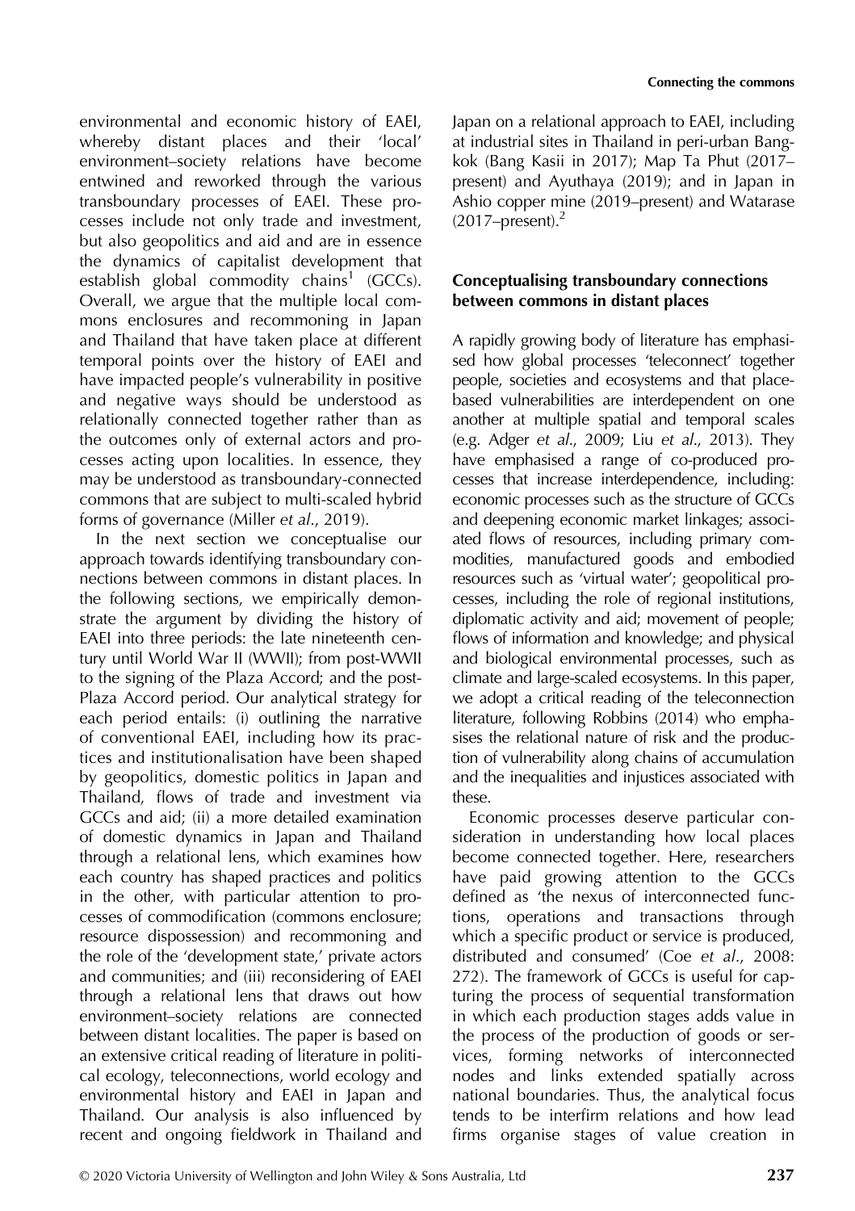environmental and economic history of EAEI, whereby distant places and their 'local' environment–society relations have become entwined and reworked through the various transboundary processes of EAEI. These processes include not only trade and investment, but also geopolitics and aid and are in essence the dynamics of capitalist development that establish global commodity chains[1] (GCCs). Overall, we argue that the multiple local commons enclosures and recommoning in Japan and Thailand that have taken place at different temporal points over the history of EAEI and have impacted people's vulnerability in positive and negative ways should be understood as relationally connected together rather than as the outcomes only of external actors and processes acting upon localities. In essence, they may be understood as transboundary-connected commons that are subject to multi-scaled hybrid forms of governance (Miller *et al*., 2019).

In the next section we conceptualise our approach towards identifying transboundary connections between commons in distant places. In the following sections, we empirically demonstrate the argument by dividing the history of EAEI into three periods: the late nineteenth century until World War II (WWII); from post-WWII to the signing of the Plaza Accord; and the post-Plaza Accord period. Our analytical strategy for each period entails: (i) outlining the narrative of conventional EAEI, including how its practices and institutionalisation have been shaped by geopolitics, domestic politics in Japan and Thailand, flows of trade and investment via GCCs and aid; (ii) a more detailed examination of domestic dynamics in Japan and Thailand through a relational lens, which examines how each country has shaped practices and politics in the other, with particular attention to processes of commodification (commons enclosure; resource dispossession) and recommoning and the role of the 'development state,' private actors and communities; and (iii) reconsidering of EAEI through a relational lens that draws out how environment–society relations are connected between distant localities. The paper is based on an extensive critical reading of literature in political ecology, teleconnections, world ecology and environmental history and EAEI in Japan and Thailand. Our analysis is also influenced by recent and ongoing fieldwork in Thailand and Japan on a relational approach to EAEI, including at industrial sites in Thailand in peri-urban Bangkok (Bang Kasii in 2017); Map Ta Phut (2017–present) and Ayuthaya (2019); and in Japan in Ashio copper mine (2019–present) and Watarase (2017–present).[2]

## Conceptualising transboundary connections between commons in distant places

A rapidly growing body of literature has emphasised how global processes 'teleconnect' together people, societies and ecosystems and that place-based vulnerabilities are interdependent on one another at multiple spatial and temporal scales (e.g. Adger *et al*., 2009; Liu *et al*., 2013). They have emphasised a range of co-produced processes that increase interdependence, including: economic processes such as the structure of GCCs and deepening economic market linkages; associated flows of resources, including primary commodities, manufactured goods and embodied resources such as 'virtual water'; geopolitical processes, including the role of regional institutions, diplomatic activity and aid; movement of people; flows of information and knowledge; and physical and biological environmental processes, such as climate and large-scaled ecosystems. In this paper, we adopt a critical reading of the teleconnection literature, following Robbins (2014) who emphasises the relational nature of risk and the production of vulnerability along chains of accumulation and the inequalities and injustices associated with these.

Economic processes deserve particular consideration in understanding how local places become connected together. Here, researchers have paid growing attention to the GCCs defined as 'the nexus of interconnected functions, operations and transactions through which a specific product or service is produced, distributed and consumed' (Coe *et al*., 2008: 272). The framework of GCCs is useful for capturing the process of sequential transformation in which each production stages adds value in the process of the production of goods or services, forming networks of interconnected nodes and links extended spatially across national boundaries. Thus, the analytical focus tends to be interfirm relations and how lead firms organise stages of value creation in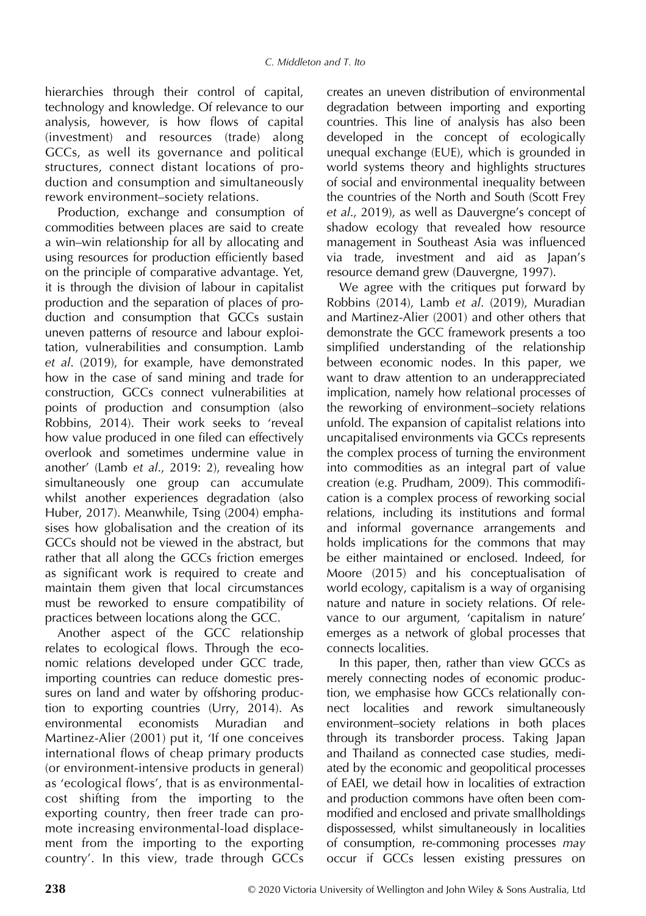hierarchies through their control of capital, technology and knowledge. Of relevance to our analysis, however, is how flows of capital (investment) and resources (trade) along GCCs, as well its governance and political structures, connect distant locations of production and consumption and simultaneously rework environment–society relations.

Production, exchange and consumption of commodities between places are said to create a win–win relationship for all by allocating and using resources for production efficiently based on the principle of comparative advantage. Yet, it is through the division of labour in capitalist production and the separation of places of production and consumption that GCCs sustain uneven patterns of resource and labour exploitation, vulnerabilities and consumption. Lamb *et al*. (2019), for example, have demonstrated how in the case of sand mining and trade for construction, GCCs connect vulnerabilities at points of production and consumption (also Robbins, 2014). Their work seeks to 'reveal how value produced in one filed can effectively overlook and sometimes undermine value in another' (Lamb *et al*., 2019: 2), revealing how simultaneously one group can accumulate whilst another experiences degradation (also Huber, 2017). Meanwhile, Tsing (2004) emphasises how globalisation and the creation of its GCCs should not be viewed in the abstract, but rather that all along the GCCs friction emerges as significant work is required to create and maintain them given that local circumstances must be reworked to ensure compatibility of practices between locations along the GCC.

Another aspect of the GCC relationship relates to ecological flows. Through the economic relations developed under GCC trade, importing countries can reduce domestic pressures on land and water by offshoring production to exporting countries (Urry, 2014). As environmental economists Muradian and Martinez-Alier (2001) put it, 'If one conceives international flows of cheap primary products (or environment-intensive products in general) as 'ecological flows', that is as environmental-cost shifting from the importing to the exporting country, then freer trade can promote increasing environmental-load displacement from the importing to the exporting country'. In this view, trade through GCCs creates an uneven distribution of environmental degradation between importing and exporting countries. This line of analysis has also been developed in the concept of ecologically unequal exchange (EUE), which is grounded in world systems theory and highlights structures of social and environmental inequality between the countries of the North and South (Scott Frey *et al*., 2019), as well as Dauvergne's concept of shadow ecology that revealed how resource management in Southeast Asia was influenced via trade, investment and aid as Japan's resource demand grew (Dauvergne, 1997).

We agree with the critiques put forward by Robbins (2014), Lamb *et al*. (2019), Muradian and Martinez-Alier (2001) and other others that demonstrate the GCC framework presents a too simplified understanding of the relationship between economic nodes. In this paper, we want to draw attention to an underappreciated implication, namely how relational processes of the reworking of environment–society relations unfold. The expansion of capitalist relations into uncapitalised environments via GCCs represents the complex process of turning the environment into commodities as an integral part of value creation (e.g. Prudham, 2009). This commodification is a complex process of reworking social relations, including its institutions and formal and informal governance arrangements and holds implications for the commons that may be either maintained or enclosed. Indeed, for Moore (2015) and his conceptualisation of world ecology, capitalism is a way of organising nature and nature in society relations. Of relevance to our argument, 'capitalism in nature' emerges as a network of global processes that connects localities.

In this paper, then, rather than view GCCs as merely connecting nodes of economic production, we emphasise how GCCs relationally connect localities and rework simultaneously environment–society relations in both places through its transborder process. Taking Japan and Thailand as connected case studies, mediated by the economic and geopolitical processes of EAEI, we detail how in localities of extraction and production commons have often been commodified and enclosed and private smallholdings dispossessed, whilst simultaneously in localities of consumption, re-commoning processes *may* occur if GCCs lessen existing pressures on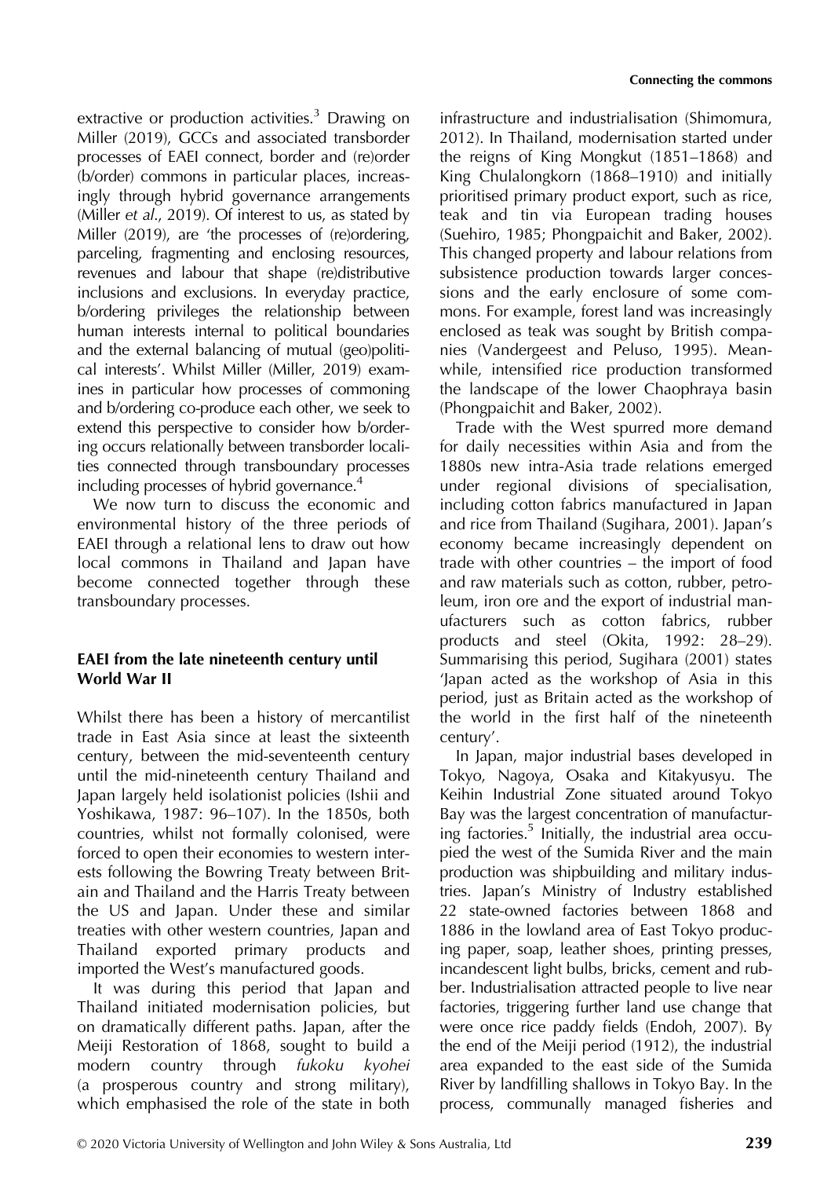extractive or production activities.[3] Drawing on Miller (2019), GCCs and associated transborder processes of EAEI connect, border and (re)order (b/order) commons in particular places, increasingly through hybrid governance arrangements (Miller *et al*., 2019). Of interest to us, as stated by Miller (2019), are 'the processes of (re)ordering, parceling, fragmenting and enclosing resources, revenues and labour that shape (re)distributive inclusions and exclusions. In everyday practice, b/ordering privileges the relationship between human interests internal to political boundaries and the external balancing of mutual (geo)political interests'. Whilst Miller (Miller, 2019) examines in particular how processes of commoning and b/ordering co-produce each other, we seek to extend this perspective to consider how b/ordering occurs relationally between transborder localities connected through transboundary processes including processes of hybrid governance.[4]

We now turn to discuss the economic and environmental history of the three periods of EAEI through a relational lens to draw out how local commons in Thailand and Japan have become connected together through these transboundary processes.

## EAEI from the late nineteenth century until World War II

Whilst there has been a history of mercantilist trade in East Asia since at least the sixteenth century, between the mid-seventeenth century until the mid-nineteenth century Thailand and Japan largely held isolationist policies (Ishii and Yoshikawa, 1987: 96–107). In the 1850s, both countries, whilst not formally colonised, were forced to open their economies to western interests following the Bowring Treaty between Britain and Thailand and the Harris Treaty between the US and Japan. Under these and similar treaties with other western countries, Japan and Thailand exported primary products and imported the West's manufactured goods.

It was during this period that Japan and Thailand initiated modernisation policies, but on dramatically different paths. Japan, after the Meiji Restoration of 1868, sought to build a modern country through *fukoku kyohei* (a prosperous country and strong military), which emphasised the role of the state in both infrastructure and industrialisation (Shimomura, 2012). In Thailand, modernisation started under the reigns of King Mongkut (1851–1868) and King Chulalongkorn (1868–1910) and initially prioritised primary product export, such as rice, teak and tin via European trading houses (Suehiro, 1985; Phongpaichit and Baker, 2002). This changed property and labour relations from subsistence production towards larger concessions and the early enclosure of some commons. For example, forest land was increasingly enclosed as teak was sought by British companies (Vandergeest and Peluso, 1995). Meanwhile, intensified rice production transformed the landscape of the lower Chaophraya basin (Phongpaichit and Baker, 2002).

Trade with the West spurred more demand for daily necessities within Asia and from the 1880s new intra-Asia trade relations emerged under regional divisions of specialisation, including cotton fabrics manufactured in Japan and rice from Thailand (Sugihara, 2001). Japan's economy became increasingly dependent on trade with other countries – the import of food and raw materials such as cotton, rubber, petroleum, iron ore and the export of industrial manufacturers such as cotton fabrics, rubber products and steel (Okita, 1992: 28–29). Summarising this period, Sugihara (2001) states 'Japan acted as the workshop of Asia in this period, just as Britain acted as the workshop of the world in the first half of the nineteenth century'.

In Japan, major industrial bases developed in Tokyo, Nagoya, Osaka and Kitakyusyu. The Keihin Industrial Zone situated around Tokyo Bay was the largest concentration of manufacturing factories.[5] Initially, the industrial area occupied the west of the Sumida River and the main production was shipbuilding and military industries. Japan's Ministry of Industry established 22 state-owned factories between 1868 and 1886 in the lowland area of East Tokyo producing paper, soap, leather shoes, printing presses, incandescent light bulbs, bricks, cement and rubber. Industrialisation attracted people to live near factories, triggering further land use change that were once rice paddy fields (Endoh, 2007). By the end of the Meiji period (1912), the industrial area expanded to the east side of the Sumida River by landfilling shallows in Tokyo Bay. In the process, communally managed fisheries and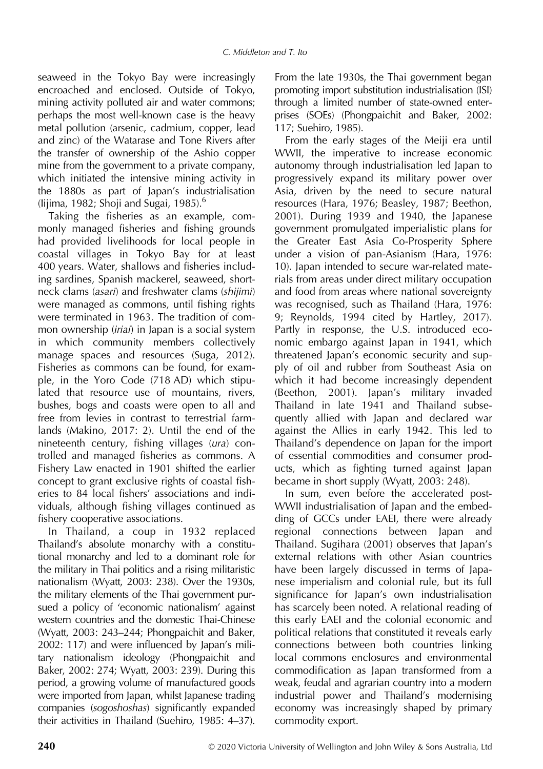seaweed in the Tokyo Bay were increasingly encroached and enclosed. Outside of Tokyo, mining activity polluted air and water commons; perhaps the most well-known case is the heavy metal pollution (arsenic, cadmium, copper, lead and zinc) of the Watarase and Tone Rivers after the transfer of ownership of the Ashio copper mine from the government to a private company, which initiated the intensive mining activity in the 1880s as part of Japan's industrialisation (Iijima, 1982; Shoji and Sugai, 1985).[6]

Taking the fisheries as an example, commonly managed fisheries and fishing grounds had provided livelihoods for local people in coastal villages in Tokyo Bay for at least 400 years. Water, shallows and fisheries including sardines, Spanish mackerel, seaweed, short-neck clams (*asari*) and freshwater clams (*shijimi*) were managed as commons, until fishing rights were terminated in 1963. The tradition of common ownership (*iriai*) in Japan is a social system in which community members collectively manage spaces and resources (Suga, 2012). Fisheries as commons can be found, for example, in the Yoro Code (718 AD) which stipulated that resource use of mountains, rivers, bushes, bogs and coasts were open to all and free from levies in contrast to terrestrial farmlands (Makino, 2017: 2). Until the end of the nineteenth century, fishing villages (*ura*) controlled and managed fisheries as commons. A Fishery Law enacted in 1901 shifted the earlier concept to grant exclusive rights of coastal fisheries to 84 local fishers' associations and individuals, although fishing villages continued as fishery cooperative associations.

In Thailand, a coup in 1932 replaced Thailand's absolute monarchy with a constitutional monarchy and led to a dominant role for the military in Thai politics and a rising militaristic nationalism (Wyatt, 2003: 238). Over the 1930s, the military elements of the Thai government pursued a policy of 'economic nationalism' against western countries and the domestic Thai-Chinese (Wyatt, 2003: 243–244; Phongpaichit and Baker, 2002: 117) and were influenced by Japan's military nationalism ideology (Phongpaichit and Baker, 2002: 274; Wyatt, 2003: 239). During this period, a growing volume of manufactured goods were imported from Japan, whilst Japanese trading companies (*sogoshoshas*) significantly expanded their activities in Thailand (Suehiro, 1985: 4–37). From the late 1930s, the Thai government began promoting import substitution industrialisation (ISI) through a limited number of state-owned enterprises (SOEs) (Phongpaichit and Baker, 2002: 117; Suehiro, 1985).

From the early stages of the Meiji era until WWII, the imperative to increase economic autonomy through industrialisation led Japan to progressively expand its military power over Asia, driven by the need to secure natural resources (Hara, 1976; Beasley, 1987; Beethon, 2001). During 1939 and 1940, the Japanese government promulgated imperialistic plans for the Greater East Asia Co-Prosperity Sphere under a vision of pan-Asianism (Hara, 1976: 10). Japan intended to secure war-related materials from areas under direct military occupation and food from areas where national sovereignty was recognised, such as Thailand (Hara, 1976: 9; Reynolds, 1994 cited by Hartley, 2017). Partly in response, the U.S. introduced economic embargo against Japan in 1941, which threatened Japan's economic security and supply of oil and rubber from Southeast Asia on which it had become increasingly dependent (Beethon, 2001). Japan's military invaded Thailand in late 1941 and Thailand subsequently allied with Japan and declared war against the Allies in early 1942. This led to Thailand's dependence on Japan for the import of essential commodities and consumer products, which as fighting turned against Japan became in short supply (Wyatt, 2003: 248).

In sum, even before the accelerated post-WWII industrialisation of Japan and the embedding of GCCs under EAEI, there were already regional connections between Japan and Thailand. Sugihara (2001) observes that Japan's external relations with other Asian countries have been largely discussed in terms of Japanese imperialism and colonial rule, but its full significance for Japan's own industrialisation has scarcely been noted. A relational reading of this early EAEI and the colonial economic and political relations that constituted it reveals early connections between both countries linking local commons enclosures and environmental commodification as Japan transformed from a weak, feudal and agrarian country into a modern industrial power and Thailand's modernising economy was increasingly shaped by primary commodity export.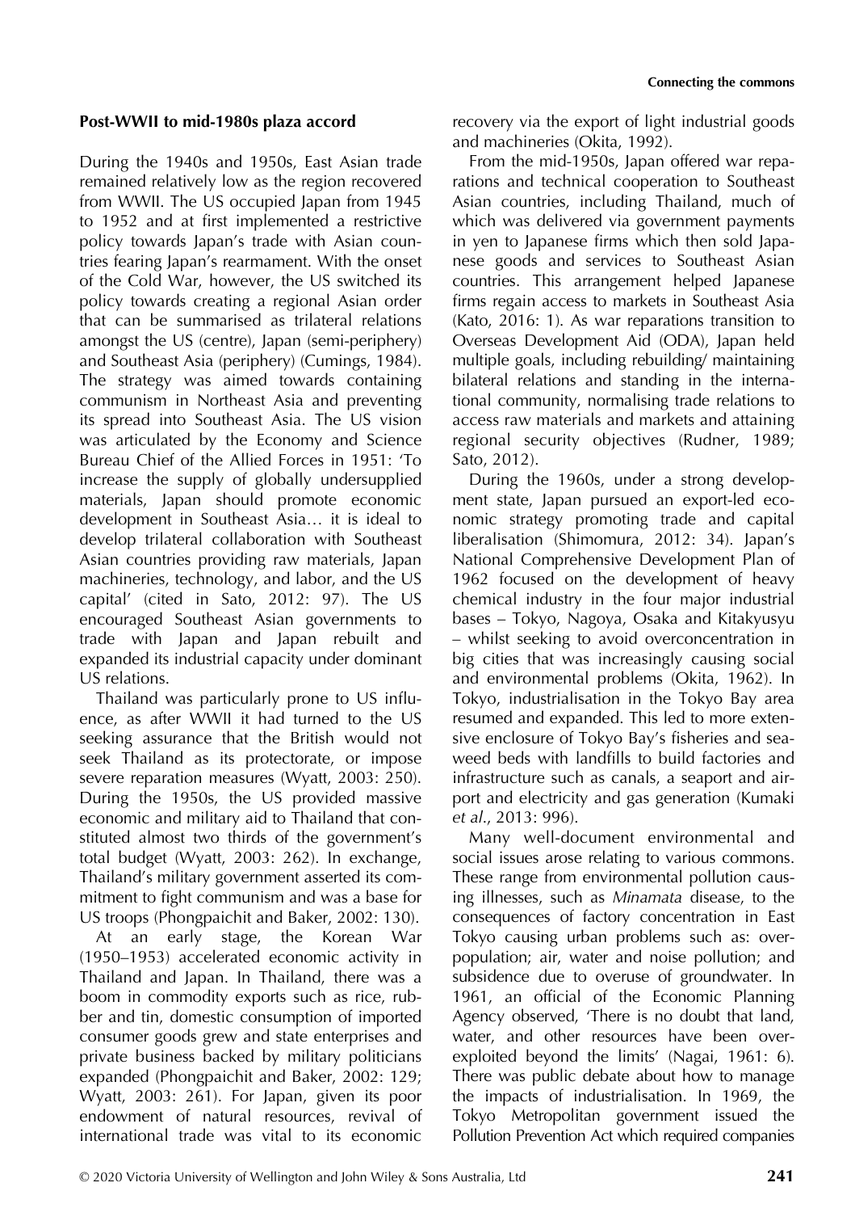### Post-WWII to mid-1980s plaza accord

During the 1940s and 1950s, East Asian trade remained relatively low as the region recovered from WWII. The US occupied Japan from 1945 to 1952 and at first implemented a restrictive policy towards Japan's trade with Asian countries fearing Japan's rearmament. With the onset of the Cold War, however, the US switched its policy towards creating a regional Asian order that can be summarised as trilateral relations amongst the US (centre), Japan (semi-periphery) and Southeast Asia (periphery) (Cumings, 1984). The strategy was aimed towards containing communism in Northeast Asia and preventing its spread into Southeast Asia. The US vision was articulated by the Economy and Science Bureau Chief of the Allied Forces in 1951: 'To increase the supply of globally undersupplied materials, Japan should promote economic development in Southeast Asia… it is ideal to develop trilateral collaboration with Southeast Asian countries providing raw materials, Japan machineries, technology, and labor, and the US capital' (cited in Sato, 2012: 97). The US encouraged Southeast Asian governments to trade with Japan and Japan rebuilt and expanded its industrial capacity under dominant US relations.

Thailand was particularly prone to US influence, as after WWII it had turned to the US seeking assurance that the British would not seek Thailand as its protectorate, or impose severe reparation measures (Wyatt, 2003: 250). During the 1950s, the US provided massive economic and military aid to Thailand that constituted almost two thirds of the government's total budget (Wyatt, 2003: 262). In exchange, Thailand's military government asserted its commitment to fight communism and was a base for US troops (Phongpaichit and Baker, 2002: 130).

At an early stage, the Korean War (1950–1953) accelerated economic activity in Thailand and Japan. In Thailand, there was a boom in commodity exports such as rice, rubber and tin, domestic consumption of imported consumer goods grew and state enterprises and private business backed by military politicians expanded (Phongpaichit and Baker, 2002: 129; Wyatt, 2003: 261). For Japan, given its poor endowment of natural resources, revival of international trade was vital to its economic recovery via the export of light industrial goods and machineries (Okita, 1992).

From the mid-1950s, Japan offered war reparations and technical cooperation to Southeast Asian countries, including Thailand, much of which was delivered via government payments in yen to Japanese firms which then sold Japanese goods and services to Southeast Asian countries. This arrangement helped Japanese firms regain access to markets in Southeast Asia (Kato, 2016: 1). As war reparations transition to Overseas Development Aid (ODA), Japan held multiple goals, including rebuilding/ maintaining bilateral relations and standing in the international community, normalising trade relations to access raw materials and markets and attaining regional security objectives (Rudner, 1989; Sato, 2012).

During the 1960s, under a strong development state, Japan pursued an export-led economic strategy promoting trade and capital liberalisation (Shimomura, 2012: 34). Japan's National Comprehensive Development Plan of 1962 focused on the development of heavy chemical industry in the four major industrial bases – Tokyo, Nagoya, Osaka and Kitakyusyu – whilst seeking to avoid overconcentration in big cities that was increasingly causing social and environmental problems (Okita, 1962). In Tokyo, industrialisation in the Tokyo Bay area resumed and expanded. This led to more extensive enclosure of Tokyo Bay's fisheries and seaweed beds with landfills to build factories and infrastructure such as canals, a seaport and airport and electricity and gas generation (Kumaki *et al*., 2013: 996).

Many well-document environmental and social issues arose relating to various commons. These range from environmental pollution causing illnesses, such as *Minamata* disease, to the consequences of factory concentration in East Tokyo causing urban problems such as: overpopulation; air, water and noise pollution; and subsidence due to overuse of groundwater. In 1961, an official of the Economic Planning Agency observed, 'There is no doubt that land, water, and other resources have been overexploited beyond the limits' (Nagai, 1961: 6). There was public debate about how to manage the impacts of industrialisation. In 1969, the Tokyo Metropolitan government issued the Pollution Prevention Act which required companies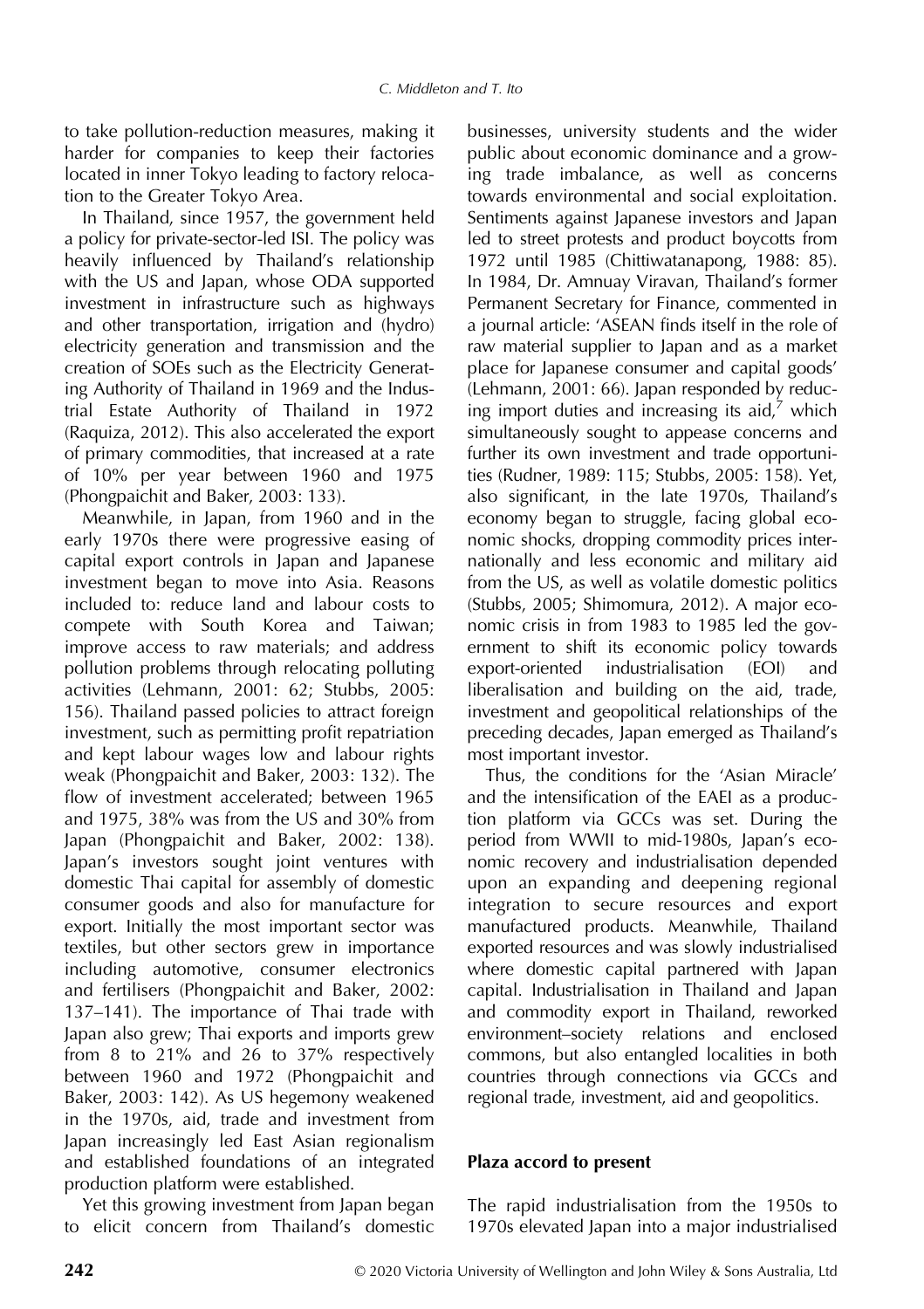to take pollution-reduction measures, making it harder for companies to keep their factories located in inner Tokyo leading to factory relocation to the Greater Tokyo Area.

In Thailand, since 1957, the government held a policy for private-sector-led ISI. The policy was heavily influenced by Thailand's relationship with the US and Japan, whose ODA supported investment in infrastructure such as highways and other transportation, irrigation and (hydro) electricity generation and transmission and the creation of SOEs such as the Electricity Generating Authority of Thailand in 1969 and the Industrial Estate Authority of Thailand in 1972 (Raquiza, 2012). This also accelerated the export of primary commodities, that increased at a rate of 10% per year between 1960 and 1975 (Phongpaichit and Baker, 2003: 133).

Meanwhile, in Japan, from 1960 and in the early 1970s there were progressive easing of capital export controls in Japan and Japanese investment began to move into Asia. Reasons included to: reduce land and labour costs to compete with South Korea and Taiwan; improve access to raw materials; and address pollution problems through relocating polluting activities (Lehmann, 2001: 62; Stubbs, 2005: 156). Thailand passed policies to attract foreign investment, such as permitting profit repatriation and kept labour wages low and labour rights weak (Phongpaichit and Baker, 2003: 132). The flow of investment accelerated; between 1965 and 1975, 38% was from the US and 30% from Japan (Phongpaichit and Baker, 2002: 138). Japan's investors sought joint ventures with domestic Thai capital for assembly of domestic consumer goods and also for manufacture for export. Initially the most important sector was textiles, but other sectors grew in importance including automotive, consumer electronics and fertilisers (Phongpaichit and Baker, 2002: 137–141). The importance of Thai trade with Japan also grew; Thai exports and imports grew from 8 to 21% and 26 to 37% respectively between 1960 and 1972 (Phongpaichit and Baker, 2003: 142). As US hegemony weakened in the 1970s, aid, trade and investment from Japan increasingly led East Asian regionalism and established foundations of an integrated production platform were established.

Yet this growing investment from Japan began to elicit concern from Thailand's domestic businesses, university students and the wider public about economic dominance and a growing trade imbalance, as well as concerns towards environmental and social exploitation. Sentiments against Japanese investors and Japan led to street protests and product boycotts from 1972 until 1985 (Chittiwatanapong, 1988: 85). In 1984, Dr. Amnuay Viravan, Thailand's former Permanent Secretary for Finance, commented in a journal article: 'ASEAN finds itself in the role of raw material supplier to Japan and as a market place for Japanese consumer and capital goods' (Lehmann, 2001: 66). Japan responded by reducing import duties and increasing its aid,[7] which simultaneously sought to appease concerns and further its own investment and trade opportunities (Rudner, 1989: 115; Stubbs, 2005: 158). Yet, also significant, in the late 1970s, Thailand's economy began to struggle, facing global economic shocks, dropping commodity prices internationally and less economic and military aid from the US, as well as volatile domestic politics (Stubbs, 2005; Shimomura, 2012). A major economic crisis in from 1983 to 1985 led the government to shift its economic policy towards export-oriented industrialisation (EOI) and liberalisation and building on the aid, trade, investment and geopolitical relationships of the preceding decades, Japan emerged as Thailand's most important investor.

Thus, the conditions for the 'Asian Miracle' and the intensification of the EAEI as a production platform via GCCs was set. During the period from WWII to mid-1980s, Japan's economic recovery and industrialisation depended upon an expanding and deepening regional integration to secure resources and export manufactured products. Meanwhile, Thailand exported resources and was slowly industrialised where domestic capital partnered with Japan capital. Industrialisation in Thailand and Japan and commodity export in Thailand, reworked environment–society relations and enclosed commons, but also entangled localities in both countries through connections via GCCs and regional trade, investment, aid and geopolitics.

## Plaza accord to present

The rapid industrialisation from the 1950s to 1970s elevated Japan into a major industrialised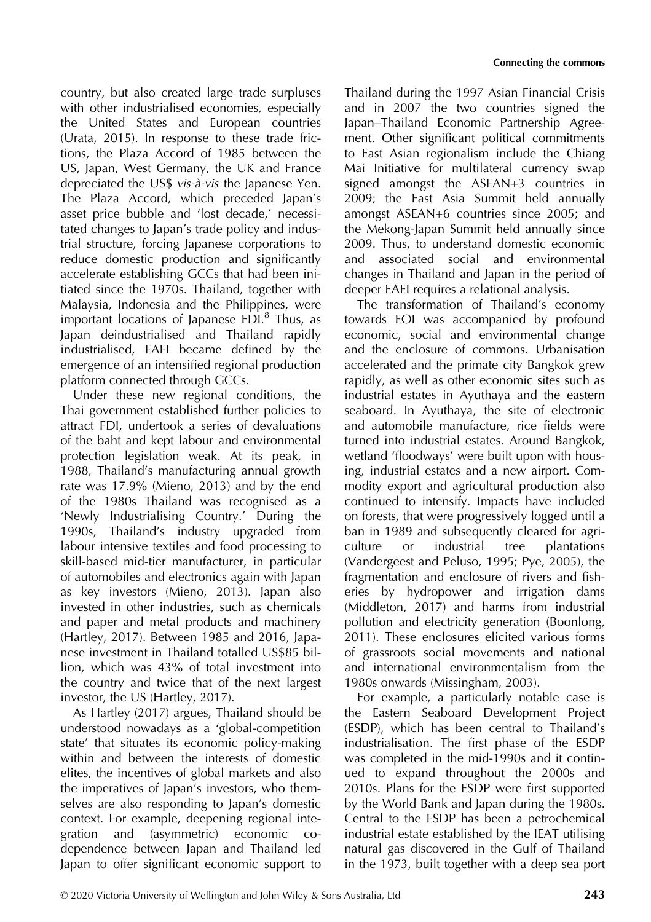country, but also created large trade surpluses with other industrialised economies, especially the United States and European countries (Urata, 2015). In response to these trade frictions, the Plaza Accord of 1985 between the US, Japan, West Germany, the UK and France depreciated the US$ *vis-à-vis* the Japanese Yen. The Plaza Accord, which preceded Japan's asset price bubble and 'lost decade,' necessitated changes to Japan's trade policy and industrial structure, forcing Japanese corporations to reduce domestic production and significantly accelerate establishing GCCs that had been initiated since the 1970s. Thailand, together with Malaysia, Indonesia and the Philippines, were important locations of Japanese FDI.[8] Thus, as Japan deindustrialised and Thailand rapidly industrialised, EAEI became defined by the emergence of an intensified regional production platform connected through GCCs.

Under these new regional conditions, the Thai government established further policies to attract FDI, undertook a series of devaluations of the baht and kept labour and environmental protection legislation weak. At its peak, in 1988, Thailand's manufacturing annual growth rate was 17.9% (Mieno, 2013) and by the end of the 1980s Thailand was recognised as a 'Newly Industrialising Country.' During the 1990s, Thailand's industry upgraded from labour intensive textiles and food processing to skill-based mid-tier manufacturer, in particular of automobiles and electronics again with Japan as key investors (Mieno, 2013). Japan also invested in other industries, such as chemicals and paper and metal products and machinery (Hartley, 2017). Between 1985 and 2016, Japanese investment in Thailand totalled US$85 billion, which was 43% of total investment into the country and twice that of the next largest investor, the US (Hartley, 2017).

As Hartley (2017) argues, Thailand should be understood nowadays as a 'global-competition state' that situates its economic policy-making within and between the interests of domestic elites, the incentives of global markets and also the imperatives of Japan's investors, who themselves are also responding to Japan's domestic context. For example, deepening regional integration and (asymmetric) economic co-dependence between Japan and Thailand led Japan to offer significant economic support to Thailand during the 1997 Asian Financial Crisis and in 2007 the two countries signed the Japan–Thailand Economic Partnership Agreement. Other significant political commitments to East Asian regionalism include the Chiang Mai Initiative for multilateral currency swap signed amongst the ASEAN+3 countries in 2009; the East Asia Summit held annually amongst ASEAN+6 countries since 2005; and the Mekong-Japan Summit held annually since 2009. Thus, to understand domestic economic and associated social and environmental changes in Thailand and Japan in the period of deeper EAEI requires a relational analysis.

The transformation of Thailand's economy towards EOI was accompanied by profound economic, social and environmental change and the enclosure of commons. Urbanisation accelerated and the primate city Bangkok grew rapidly, as well as other economic sites such as industrial estates in Ayuthaya and the eastern seaboard. In Ayuthaya, the site of electronic and automobile manufacture, rice fields were turned into industrial estates. Around Bangkok, wetland 'floodways' were built upon with housing, industrial estates and a new airport. Commodity export and agricultural production also continued to intensify. Impacts have included on forests, that were progressively logged until a ban in 1989 and subsequently cleared for agriculture or industrial tree plantations (Vandergeest and Peluso, 1995; Pye, 2005), the fragmentation and enclosure of rivers and fisheries by hydropower and irrigation dams (Middleton, 2017) and harms from industrial pollution and electricity generation (Boonlong, 2011). These enclosures elicited various forms of grassroots social movements and national and international environmentalism from the 1980s onwards (Missingham, 2003).

For example, a particularly notable case is the Eastern Seaboard Development Project (ESDP), which has been central to Thailand's industrialisation. The first phase of the ESDP was completed in the mid-1990s and it continued to expand throughout the 2000s and 2010s. Plans for the ESDP were first supported by the World Bank and Japan during the 1980s. Central to the ESDP has been a petrochemical industrial estate established by the IEAT utilising natural gas discovered in the Gulf of Thailand in the 1973, built together with a deep sea port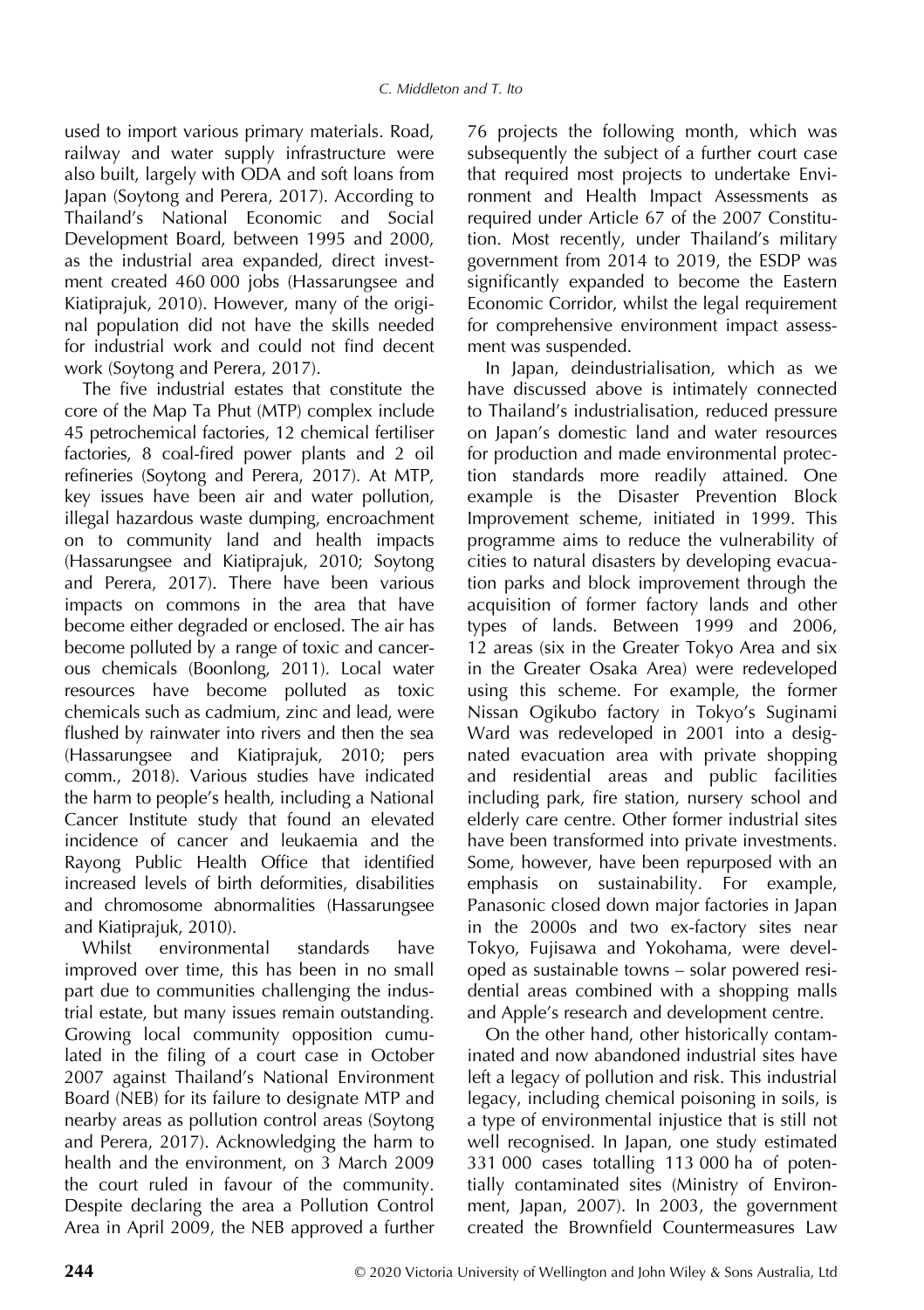used to import various primary materials. Road, railway and water supply infrastructure were also built, largely with ODA and soft loans from Japan (Soytong and Perera, 2017). According to Thailand's National Economic and Social Development Board, between 1995 and 2000, as the industrial area expanded, direct investment created 460 000 jobs (Hassarungsee and Kiatiprajuk, 2010). However, many of the original population did not have the skills needed for industrial work and could not find decent work (Soytong and Perera, 2017).

The five industrial estates that constitute the core of the Map Ta Phut (MTP) complex include 45 petrochemical factories, 12 chemical fertiliser factories, 8 coal-fired power plants and 2 oil refineries (Soytong and Perera, 2017). At MTP, key issues have been air and water pollution, illegal hazardous waste dumping, encroachment on to community land and health impacts (Hassarungsee and Kiatiprajuk, 2010; Soytong and Perera, 2017). There have been various impacts on commons in the area that have become either degraded or enclosed. The air has become polluted by a range of toxic and cancerous chemicals (Boonlong, 2011). Local water resources have become polluted as toxic chemicals such as cadmium, zinc and lead, were flushed by rainwater into rivers and then the sea (Hassarungsee and Kiatiprajuk, 2010; pers comm., 2018). Various studies have indicated the harm to people's health, including a National Cancer Institute study that found an elevated incidence of cancer and leukaemia and the Rayong Public Health Office that identified increased levels of birth deformities, disabilities and chromosome abnormalities (Hassarungsee and Kiatiprajuk, 2010).

Whilst environmental standards have improved over time, this has been in no small part due to communities challenging the industrial estate, but many issues remain outstanding. Growing local community opposition cumulated in the filing of a court case in October 2007 against Thailand's National Environment Board (NEB) for its failure to designate MTP and nearby areas as pollution control areas (Soytong and Perera, 2017). Acknowledging the harm to health and the environment, on 3 March 2009 the court ruled in favour of the community. Despite declaring the area a Pollution Control Area in April 2009, the NEB approved a further 76 projects the following month, which was subsequently the subject of a further court case that required most projects to undertake Environment and Health Impact Assessments as required under Article 67 of the 2007 Constitution. Most recently, under Thailand's military government from 2014 to 2019, the ESDP was significantly expanded to become the Eastern Economic Corridor, whilst the legal requirement for comprehensive environment impact assessment was suspended.

In Japan, deindustrialisation, which as we have discussed above is intimately connected to Thailand's industrialisation, reduced pressure on Japan's domestic land and water resources for production and made environmental protection standards more readily attained. One example is the Disaster Prevention Block Improvement scheme, initiated in 1999. This programme aims to reduce the vulnerability of cities to natural disasters by developing evacuation parks and block improvement through the acquisition of former factory lands and other types of lands. Between 1999 and 2006, 12 areas (six in the Greater Tokyo Area and six in the Greater Osaka Area) were redeveloped using this scheme. For example, the former Nissan Ogikubo factory in Tokyo's Suginami Ward was redeveloped in 2001 into a designated evacuation area with private shopping and residential areas and public facilities including park, fire station, nursery school and elderly care centre. Other former industrial sites have been transformed into private investments. Some, however, have been repurposed with an emphasis on sustainability. For example, Panasonic closed down major factories in Japan in the 2000s and two ex-factory sites near Tokyo, Fujisawa and Yokohama, were developed as sustainable towns – solar powered residential areas combined with a shopping malls and Apple's research and development centre.

On the other hand, other historically contaminated and now abandoned industrial sites have left a legacy of pollution and risk. This industrial legacy, including chemical poisoning in soils, is a type of environmental injustice that is still not well recognised. In Japan, one study estimated 331 000 cases totalling 113 000 ha of potentially contaminated sites (Ministry of Environment, Japan, 2007). In 2003, the government created the Brownfield Countermeasures Law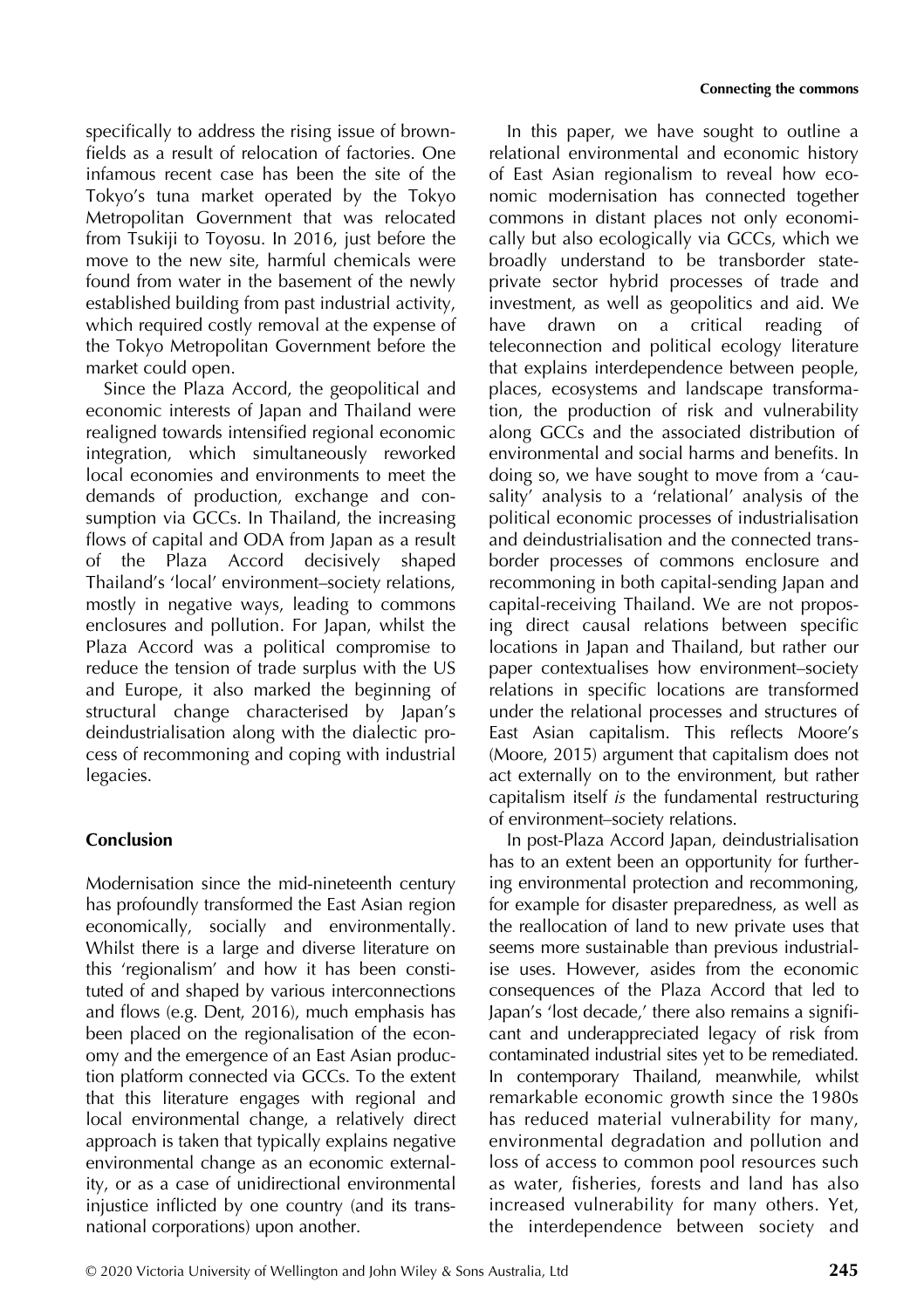specifically to address the rising issue of brownfields as a result of relocation of factories. One infamous recent case has been the site of the Tokyo's tuna market operated by the Tokyo Metropolitan Government that was relocated from Tsukiji to Toyosu. In 2016, just before the move to the new site, harmful chemicals were found from water in the basement of the newly established building from past industrial activity, which required costly removal at the expense of the Tokyo Metropolitan Government before the market could open.

Since the Plaza Accord, the geopolitical and economic interests of Japan and Thailand were realigned towards intensified regional economic integration, which simultaneously reworked local economies and environments to meet the demands of production, exchange and consumption via GCCs. In Thailand, the increasing flows of capital and ODA from Japan as a result of the Plaza Accord decisively shaped Thailand's 'local' environment–society relations, mostly in negative ways, leading to commons enclosures and pollution. For Japan, whilst the Plaza Accord was a political compromise to reduce the tension of trade surplus with the US and Europe, it also marked the beginning of structural change characterised by Japan's deindustrialisation along with the dialectic process of recommoning and coping with industrial legacies.

## Conclusion

Modernisation since the mid-nineteenth century has profoundly transformed the East Asian region economically, socially and environmentally. Whilst there is a large and diverse literature on this 'regionalism' and how it has been constituted of and shaped by various interconnections and flows (e.g. Dent, 2016), much emphasis has been placed on the regionalisation of the economy and the emergence of an East Asian production platform connected via GCCs. To the extent that this literature engages with regional and local environmental change, a relatively direct approach is taken that typically explains negative environmental change as an economic externality, or as a case of unidirectional environmental injustice inflicted by one country (and its transnational corporations) upon another.

In this paper, we have sought to outline a relational environmental and economic history of East Asian regionalism to reveal how economic modernisation has connected together commons in distant places not only economically but also ecologically via GCCs, which we broadly understand to be transborder state-private sector hybrid processes of trade and investment, as well as geopolitics and aid. We have drawn on a critical reading of teleconnection and political ecology literature that explains interdependence between people, places, ecosystems and landscape transformation, the production of risk and vulnerability along GCCs and the associated distribution of environmental and social harms and benefits. In doing so, we have sought to move from a 'causality' analysis to a 'relational' analysis of the political economic processes of industrialisation and deindustrialisation and the connected transborder processes of commons enclosure and recommoning in both capital-sending Japan and capital-receiving Thailand. We are not proposing direct causal relations between specific locations in Japan and Thailand, but rather our paper contextualises how environment–society relations in specific locations are transformed under the relational processes and structures of East Asian capitalism. This reflects Moore's (Moore, 2015) argument that capitalism does not act externally on to the environment, but rather capitalism itself *is* the fundamental restructuring of environment–society relations.

In post-Plaza Accord Japan, deindustrialisation has to an extent been an opportunity for furthering environmental protection and recommoning, for example for disaster preparedness, as well as the reallocation of land to new private uses that seems more sustainable than previous industrialise uses. However, asides from the economic consequences of the Plaza Accord that led to Japan's 'lost decade,' there also remains a significant and underappreciated legacy of risk from contaminated industrial sites yet to be remediated. In contemporary Thailand, meanwhile, whilst remarkable economic growth since the 1980s has reduced material vulnerability for many, environmental degradation and pollution and loss of access to common pool resources such as water, fisheries, forests and land has also increased vulnerability for many others. Yet, the interdependence between society and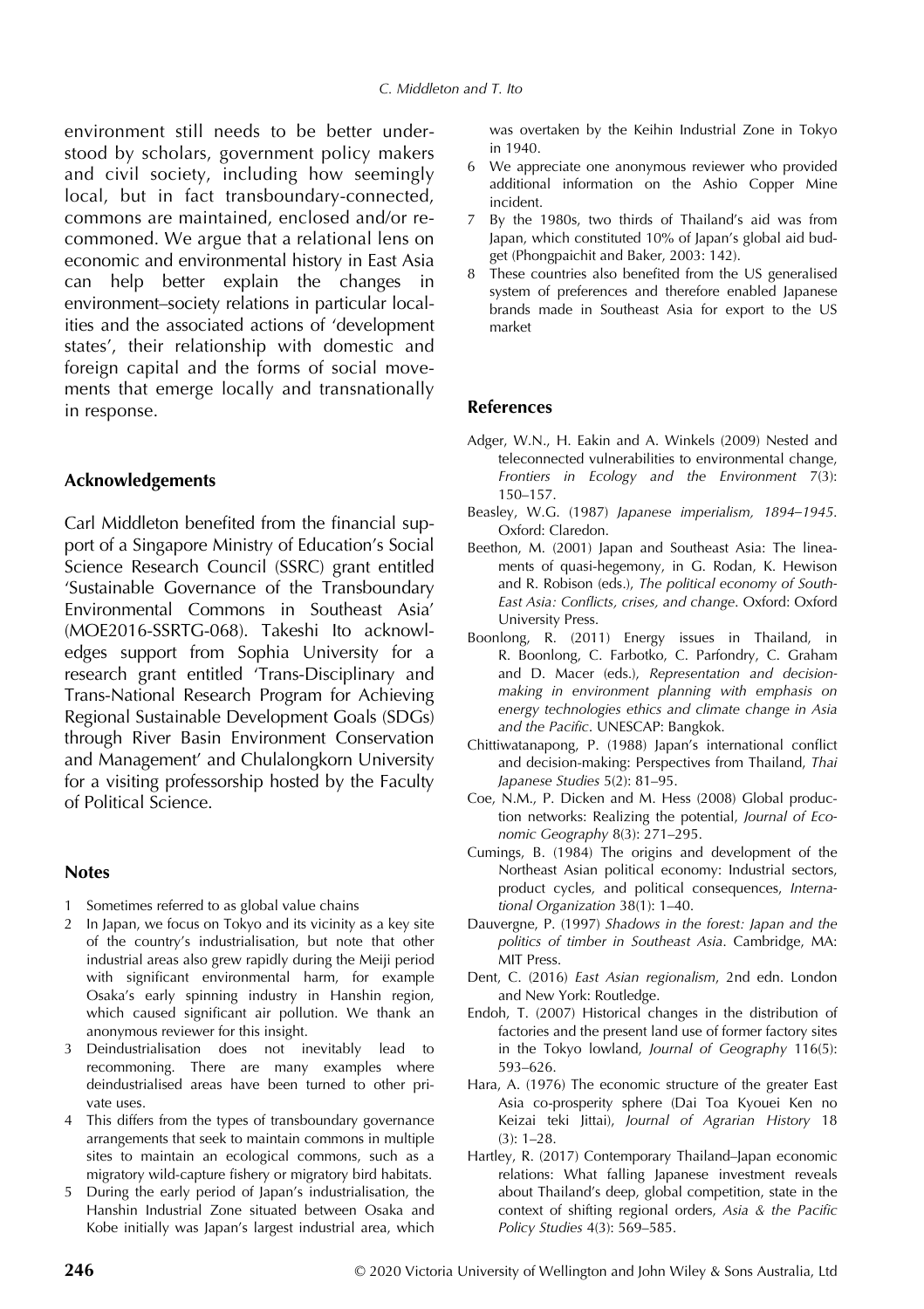environment still needs to be better understood by scholars, government policy makers and civil society, including how seemingly local, but in fact transboundary-connected, commons are maintained, enclosed and/or re-commoned. We argue that a relational lens on economic and environmental history in East Asia can help better explain the changes in environment–society relations in particular localities and the associated actions of 'development states', their relationship with domestic and foreign capital and the forms of social movements that emerge locally and transnationally in response.

## Acknowledgements

Carl Middleton benefited from the financial support of a Singapore Ministry of Education's Social Science Research Council (SSRC) grant entitled 'Sustainable Governance of the Transboundary Environmental Commons in Southeast Asia' (MOE2016-SSRTG-068). Takeshi Ito acknowledges support from Sophia University for a research grant entitled 'Trans-Disciplinary and Trans-National Research Program for Achieving Regional Sustainable Development Goals (SDGs) through River Basin Environment Conservation and Management' and Chulalongkorn University for a visiting professorship hosted by the Faculty of Political Science.

## Notes

1 Sometimes referred to as global value chains
2 In Japan, we focus on Tokyo and its vicinity as a key site of the country's industrialisation, but note that other industrial areas also grew rapidly during the Meiji period with significant environmental harm, for example Osaka's early spinning industry in Hanshin region, which caused significant air pollution. We thank an anonymous reviewer for this insight.
3 Deindustrialisation does not inevitably lead to recommoning. There are many examples where deindustrialised areas have been turned to other private uses.
4 This differs from the types of transboundary governance arrangements that seek to maintain commons in multiple sites to maintain an ecological commons, such as a migratory wild-capture fishery or migratory bird habitats.
5 During the early period of Japan's industrialisation, the Hanshin Industrial Zone situated between Osaka and Kobe initially was Japan's largest industrial area, which was overtaken by the Keihin Industrial Zone in Tokyo in 1940.
6 We appreciate one anonymous reviewer who provided additional information on the Ashio Copper Mine incident.
7 By the 1980s, two thirds of Thailand's aid was from Japan, which constituted 10% of Japan's global aid budget (Phongpaichit and Baker, 2003: 142).
8 These countries also benefited from the US generalised system of preferences and therefore enabled Japanese brands made in Southeast Asia for export to the US market

## References

Adger, W.N., H. Eakin and A. Winkels (2009) Nested and teleconnected vulnerabilities to environmental change, *Frontiers in Ecology and the Environment* 7(3): 150–157.

Beasley, W.G. (1987) *Japanese imperialism, 1894–1945*. Oxford: Claredon.

Beethon, M. (2001) Japan and Southeast Asia: The lineaments of quasi-hegemony, in G. Rodan, K. Hewison and R. Robison (eds.), *The political economy of South-East Asia: Conflicts, crises, and change*. Oxford: Oxford University Press.

Boonlong, R. (2011) Energy issues in Thailand, in R. Boonlong, C. Farbotko, C. Parfondry, C. Graham and D. Macer (eds.), *Representation and decision-making in environment planning with emphasis on energy technologies ethics and climate change in Asia and the Pacific*. UNESCAP: Bangkok.

Chittiwatanapong, P. (1988) Japan's international conflict and decision-making: Perspectives from Thailand, *Thai Japanese Studies* 5(2): 81–95.

Coe, N.M., P. Dicken and M. Hess (2008) Global production networks: Realizing the potential, *Journal of Economic Geography* 8(3): 271–295.

Cumings, B. (1984) The origins and development of the Northeast Asian political economy: Industrial sectors, product cycles, and political consequences, *International Organization* 38(1): 1–40.

Dauvergne, P. (1997) *Shadows in the forest: Japan and the politics of timber in Southeast Asia*. Cambridge, MA: MIT Press.

Dent, C. (2016) *East Asian regionalism*, 2nd edn. London and New York: Routledge.

Endoh, T. (2007) Historical changes in the distribution of factories and the present land use of former factory sites in the Tokyo lowland, *Journal of Geography* 116(5): 593–626.

Hara, A. (1976) The economic structure of the greater East Asia co-prosperity sphere (Dai Toa Kyouei Ken no Keizai teki Jittai), *Journal of Agrarian History* 18 (3): 1–28.

Hartley, R. (2017) Contemporary Thailand–Japan economic relations: What falling Japanese investment reveals about Thailand's deep, global competition, state in the context of shifting regional orders, *Asia & the Pacific Policy Studies* 4(3): 569–585.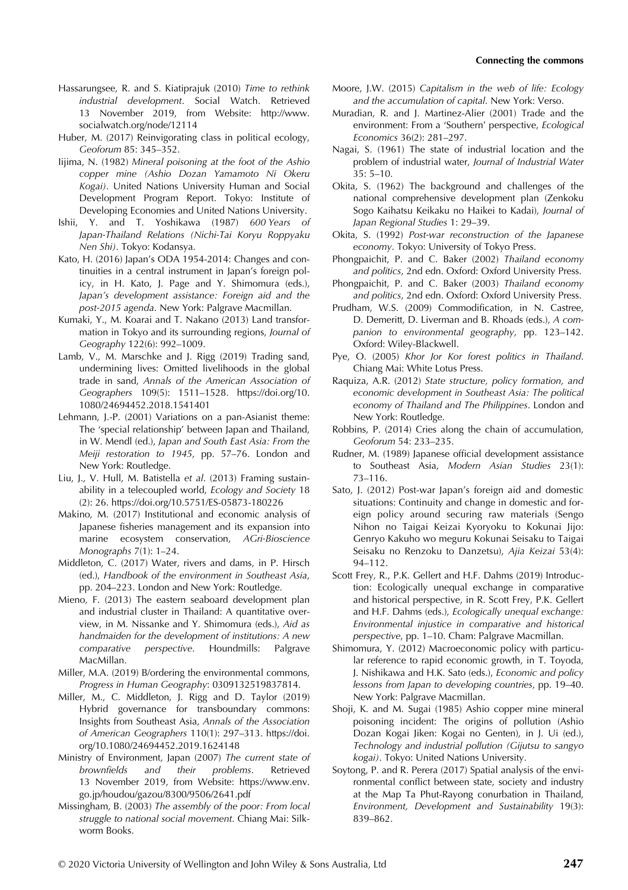Hassarungsee, R. and S. Kiatiprajuk (2010) *Time to rethink industrial development*. Social Watch. Retrieved 13 November 2019, from Website: http://www.socialwatch.org/node/12114

Huber, M. (2017) Reinvigorating class in political ecology, *Geoforum* 85: 345–352.

Iijima, N. (1982) *Mineral poisoning at the foot of the Ashio copper mine (Ashio Dozan Yamamoto Ni Okeru Kogai)*. United Nations University Human and Social Development Program Report. Tokyo: Institute of Developing Economies and United Nations University.

Ishii, Y. and T. Yoshikawa (1987) *600 Years of Japan-Thailand Relations (Nichi-Tai Koryu Roppyaku Nen Shi)*. Tokyo: Kodansya.

Kato, H. (2016) Japan's ODA 1954-2014: Changes and continuities in a central instrument in Japan's foreign policy, in H. Kato, J. Page and Y. Shimomura (eds.), *Japan's development assistance: Foreign aid and the post-2015 agenda*. New York: Palgrave Macmillan.

Kumaki, Y., M. Koarai and T. Nakano (2013) Land transformation in Tokyo and its surrounding regions, *Journal of Geography* 122(6): 992–1009.

Lamb, V., M. Marschke and J. Rigg (2019) Trading sand, undermining lives: Omitted livelihoods in the global trade in sand, *Annals of the American Association of Geographers* 109(5): 1511–1528. https://doi.org/10.1080/24694452.2018.1541401

Lehmann, J.-P. (2001) Variations on a pan-Asianist theme: The 'special relationship' between Japan and Thailand, in W. Mendl (ed.), *Japan and South East Asia: From the Meiji restoration to 1945*, pp. 57–76. London and New York: Routledge.

Liu, J., V. Hull, M. Batistella *et al*. (2013) Framing sustainability in a telecoupled world, *Ecology and Society* 18 (2): 26. https://doi.org/10.5751/ES-05873-180226

Makino, M. (2017) Institutional and economic analysis of Japanese fisheries management and its expansion into marine ecosystem conservation, *AGri-Bioscience Monographs* 7(1): 1–24.

Middleton, C. (2017) Water, rivers and dams, in P. Hirsch (ed.), *Handbook of the environment in Southeast Asia*, pp. 204–223. London and New York: Routledge.

Mieno, F. (2013) The eastern seaboard development plan and industrial cluster in Thailand: A quantitative overview, in M. Nissanke and Y. Shimomura (eds.), *Aid as handmaiden for the development of institutions: A new comparative perspective*. Houndmills: Palgrave MacMillan.

Miller, M.A. (2019) B/ordering the environmental commons, *Progress in Human Geography*: 0309132519837814.

Miller, M., C. Middleton, J. Rigg and D. Taylor (2019) Hybrid governance for transboundary commons: Insights from Southeast Asia, *Annals of the Association of American Geographers* 110(1): 297–313. https://doi.org/10.1080/24694452.2019.1624148

Ministry of Environment, Japan (2007) *The current state of brownfields and their problems*. Retrieved 13 November 2019, from Website: https://www.env.go.jp/houdou/gazou/8300/9506/2641.pdf

Missingham, B. (2003) *The assembly of the poor: From local struggle to national social movement*. Chiang Mai: Silkworm Books.

Moore, J.W. (2015) *Capitalism in the web of life: Ecology and the accumulation of capital*. New York: Verso.

Muradian, R. and J. Martinez-Alier (2001) Trade and the environment: From a 'Southern' perspective, *Ecological Economics* 36(2): 281–297.

Nagai, S. (1961) The state of industrial location and the problem of industrial water, *Journal of Industrial Water* 35: 5–10.

Okita, S. (1962) The background and challenges of the national comprehensive development plan (Zenkoku Sogo Kaihatsu Keikaku no Haikei to Kadai), *Journal of Japan Regional Studies* 1: 29–39.

Okita, S. (1992) *Post-war reconstruction of the Japanese economy*. Tokyo: University of Tokyo Press.

Phongpaichit, P. and C. Baker (2002) *Thailand economy and politics*, 2nd edn. Oxford: Oxford University Press.

Phongpaichit, P. and C. Baker (2003) *Thailand economy and politics*, 2nd edn. Oxford: Oxford University Press.

Prudham, W.S. (2009) Commodification, in N. Castree, D. Demeritt, D. Liverman and B. Rhoads (eds.), *A companion to environmental geography*, pp. 123–142. Oxford: Wiley-Blackwell.

Pye, O. (2005) *Khor Jor Kor forest politics in Thailand*. Chiang Mai: White Lotus Press.

Raquiza, A.R. (2012) *State structure, policy formation, and economic development in Southeast Asia: The political economy of Thailand and The Philippines*. London and New York: Routledge.

Robbins, P. (2014) Cries along the chain of accumulation, *Geoforum* 54: 233–235.

Rudner, M. (1989) Japanese official development assistance to Southeast Asia, *Modern Asian Studies* 23(1): 73–116.

Sato, J. (2012) Post-war Japan's foreign aid and domestic situations: Continuity and change in domestic and foreign policy around securing raw materials (Sengo Nihon no Taigai Keizai Kyoryoku to Kokunai Jijo: Genryo Kakuho wo meguru Kokunai Seisaku to Taigai Seisaku no Renzoku to Danzetsu), *Ajia Keizai* 53(4): 94–112.

Scott Frey, R., P.K. Gellert and H.F. Dahms (2019) Introduction: Ecologically unequal exchange in comparative and historical perspective, in R. Scott Frey, P.K. Gellert and H.F. Dahms (eds.), *Ecologically unequal exchange: Environmental injustice in comparative and historical perspective*, pp. 1–10. Cham: Palgrave Macmillan.

Shimomura, Y. (2012) Macroeconomic policy with particular reference to rapid economic growth, in T. Toyoda, J. Nishikawa and H.K. Sato (eds.), *Economic and policy lessons from Japan to developing countries*, pp. 19–40. New York: Palgrave Macmillan.

Shoji, K. and M. Sugai (1985) Ashio copper mine mineral poisoning incident: The origins of pollution (Ashio Dozan Kogai Jiken: Kogai no Genten), in J. Ui (ed.), *Technology and industrial pollution (Gijutsu to sangyo kogai)*. Tokyo: United Nations University.

Soytong, P. and R. Perera (2017) Spatial analysis of the environmental conflict between state, society and industry at the Map Ta Phut-Rayong conurbation in Thailand, *Environment, Development and Sustainability* 19(3): 839–862.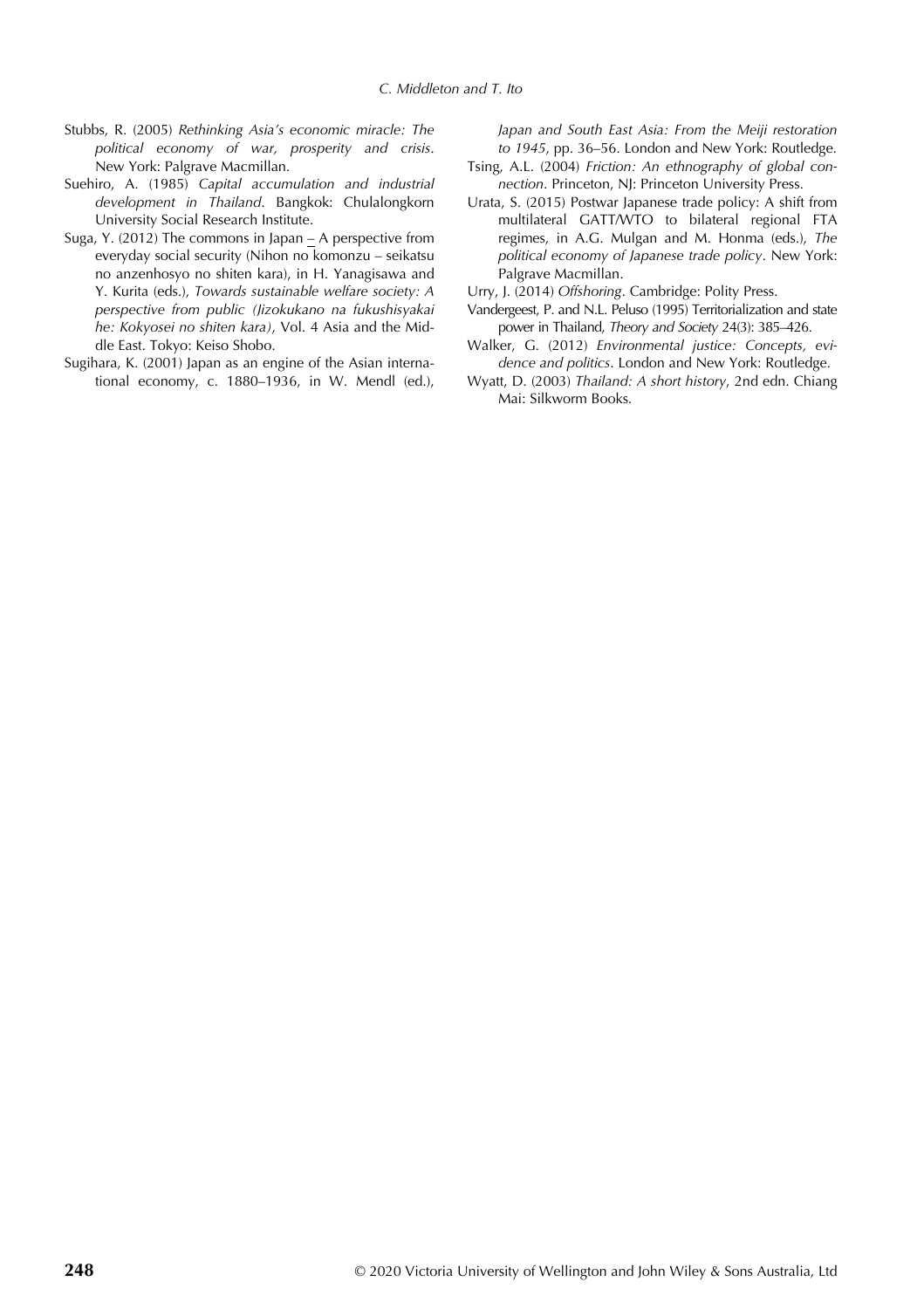Stubbs, R. (2005) *Rethinking Asia's economic miracle: The political economy of war, prosperity and crisis*. New York: Palgrave Macmillan.

Suehiro, A. (1985) *Capital accumulation and industrial development in Thailand*. Bangkok: Chulalongkorn University Social Research Institute.

Suga, Y. (2012) The commons in Japan – A perspective from everyday social security (Nihon no komonzu – seikatsu no anzenhosyo no shiten kara), in H. Yanagisawa and Y. Kurita (eds.), *Towards sustainable welfare society: A perspective from public (Jizokukano na fukushisyakai he: Kokyosei no shiten kara)*, Vol. 4 Asia and the Middle East. Tokyo: Keiso Shobo.

Sugihara, K. (2001) Japan as an engine of the Asian international economy, c. 1880–1936, in W. Mendl (ed.), *Japan and South East Asia: From the Meiji restoration to 1945*, pp. 36–56. London and New York: Routledge.

Tsing, A.L. (2004) *Friction: An ethnography of global connection*. Princeton, NJ: Princeton University Press.

Urata, S. (2015) Postwar Japanese trade policy: A shift from multilateral GATT/WTO to bilateral regional FTA regimes, in A.G. Mulgan and M. Honma (eds.), *The political economy of Japanese trade policy*. New York: Palgrave Macmillan.

Urry, J. (2014) *Offshoring*. Cambridge: Polity Press.

Vandergeest, P. and N.L. Peluso (1995) Territorialization and state power in Thailand, *Theory and Society* 24(3): 385–426.

Walker, G. (2012) *Environmental justice: Concepts, evidence and politics*. London and New York: Routledge.

Wyatt, D. (2003) *Thailand: A short history*, 2nd edn. Chiang Mai: Silkworm Books.